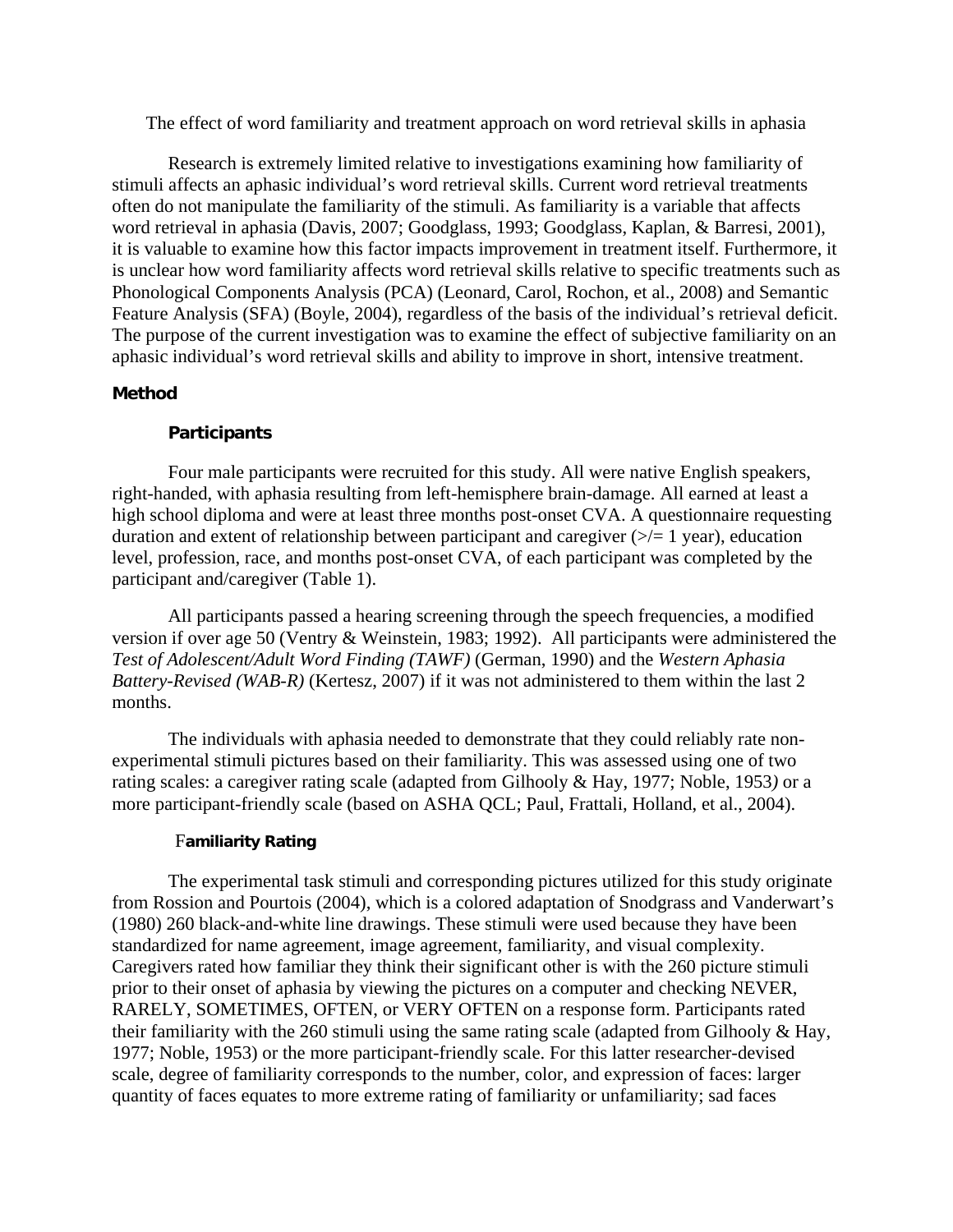# The effect of word familiarity and treatment approach on word retrieval skills in aphasia

Research is extremely limited relative to investigations examining how familiarity of stimuli affects an aphasic individual's word retrieval skills. Current word retrieval treatments often do not manipulate the familiarity of the stimuli. As familiarity is a variable that affects word retrieval in aphasia (Davis, 2007; Goodglass, 1993; Goodglass, Kaplan, & Barresi, 2001), it is valuable to examine how this factor impacts improvement in treatment itself. Furthermore, it is unclear how word familiarity affects word retrieval skills relative to specific treatments such as Phonological Components Analysis (PCA) (Leonard, Carol, Rochon, et al., 2008) and Semantic Feature Analysis (SFA) (Boyle, 2004), regardless of the basis of the individual's retrieval deficit. The purpose of the current investigation was to examine the effect of subjective familiarity on an aphasic individual's word retrieval skills and ability to improve in short, intensive treatment.

## Method

### Participants

Four male participants were recruited for this study. All were native English speakers, right-handed, with aphasia resulting from left-hemisphere brain-damage. All earned at least a high school diploma and were at least three months post-onset CVA. A questionnaire requesting duration and extent of relationship between participant and caregiver (>/= 1 year), education level, profession, race, and months post-onset CVA, of each participant was completed by the participant and/caregiver (Table 1).

All participants passed a hearing screening through the speech frequencies, a modified version if over age 50 (Ventry & Weinstein, 1983; 1992). All participants were administered the *Test of Adolescent/Adult Word Finding (TAWF)* (German, 1990) and the *Western Aphasia Battery-Revised (WAB-R)* (Kertesz, 2007) if it was not administered to them within the last 2 months.

The individuals with aphasia needed to demonstrate that they could reliably rate non-experimental stimuli pictures based on their familiarity. This was assessed using one of two rating scales: a caregiver rating scale (adapted from Gilhooly & Hay, 1977; Noble, 1953*)* or a more participant-friendly scale (based on ASHA QCL; Paul, Frattali, Holland, et al., 2004).

### Familiarity Rating

The experimental task stimuli and corresponding pictures utilized for this study originate from Rossion and Pourtois (2004), which is a colored adaptation of Snodgrass and Vanderwart's (1980) 260 black-and-white line drawings. These stimuli were used because they have been standardized for name agreement, image agreement, familiarity, and visual complexity. Caregivers rated how familiar they think their significant other is with the 260 picture stimuli prior to their onset of aphasia by viewing the pictures on a computer and checking NEVER, RARELY, SOMETIMES, OFTEN, or VERY OFTEN on a response form. Participants rated their familiarity with the 260 stimuli using the same rating scale (adapted from Gilhooly & Hay, 1977; Noble, 1953) or the more participant-friendly scale. For this latter researcher-devised scale, degree of familiarity corresponds to the number, color, and expression of faces: larger quantity of faces equates to more extreme rating of familiarity or unfamiliarity; sad faces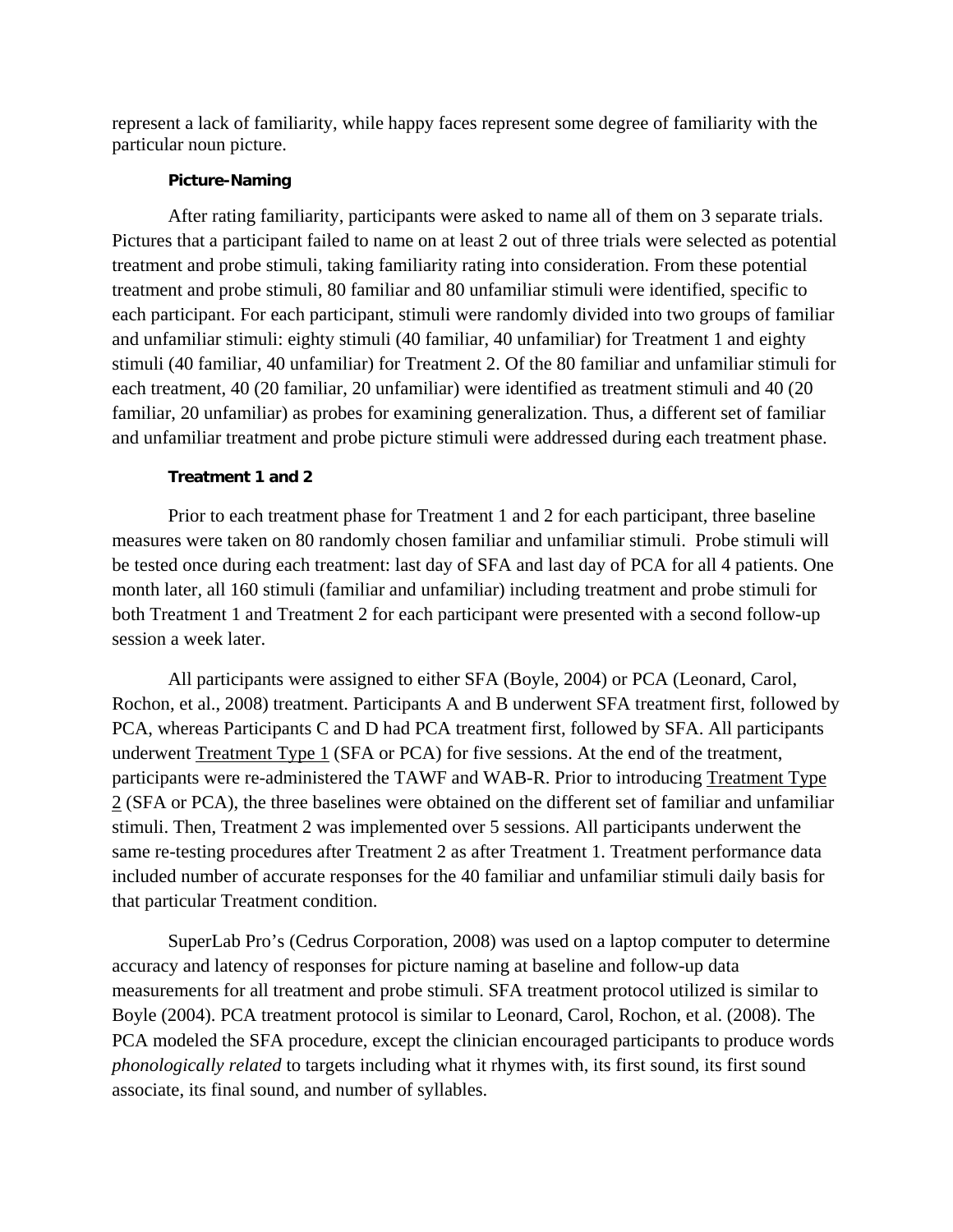represent a lack of familiarity, while happy faces represent some degree of familiarity with the particular noun picture.

### Picture-Naming

After rating familiarity, participants were asked to name all of them on 3 separate trials. Pictures that a participant failed to name on at least 2 out of three trials were selected as potential treatment and probe stimuli, taking familiarity rating into consideration. From these potential treatment and probe stimuli, 80 familiar and 80 unfamiliar stimuli were identified, specific to each participant. For each participant, stimuli were randomly divided into two groups of familiar and unfamiliar stimuli: eighty stimuli (40 familiar, 40 unfamiliar) for Treatment 1 and eighty stimuli (40 familiar, 40 unfamiliar) for Treatment 2. Of the 80 familiar and unfamiliar stimuli for each treatment, 40 (20 familiar, 20 unfamiliar) were identified as treatment stimuli and 40 (20 familiar, 20 unfamiliar) as probes for examining generalization. Thus, a different set of familiar and unfamiliar treatment and probe picture stimuli were addressed during each treatment phase.

### Treatment 1 and 2

Prior to each treatment phase for Treatment 1 and 2 for each participant, three baseline measures were taken on 80 randomly chosen familiar and unfamiliar stimuli. Probe stimuli will be tested once during each treatment: last day of SFA and last day of PCA for all 4 patients. One month later, all 160 stimuli (familiar and unfamiliar) including treatment and probe stimuli for both Treatment 1 and Treatment 2 for each participant were presented with a second follow-up session a week later.

All participants were assigned to either SFA (Boyle, 2004) or PCA (Leonard, Carol, Rochon, et al., 2008) treatment. Participants A and B underwent SFA treatment first, followed by PCA, whereas Participants C and D had PCA treatment first, followed by SFA. All participants underwent <u>Treatment Type 1</u> (SFA or PCA) for five sessions. At the end of the treatment, participants were re-administered the TAWF and WAB-R. Prior to introducing <u>Treatment Type 2</u> (SFA or PCA), the three baselines were obtained on the different set of familiar and unfamiliar stimuli. Then, Treatment 2 was implemented over 5 sessions. All participants underwent the same re-testing procedures after Treatment 2 as after Treatment 1. Treatment performance data included number of accurate responses for the 40 familiar and unfamiliar stimuli daily basis for that particular Treatment condition.

SuperLab Pro's (Cedrus Corporation, 2008) was used on a laptop computer to determine accuracy and latency of responses for picture naming at baseline and follow-up data measurements for all treatment and probe stimuli. SFA treatment protocol utilized is similar to Boyle (2004). PCA treatment protocol is similar to Leonard, Carol, Rochon, et al. (2008). The PCA modeled the SFA procedure, except the clinician encouraged participants to produce words *phonologically related* to targets including what it rhymes with, its first sound, its first sound associate, its final sound, and number of syllables.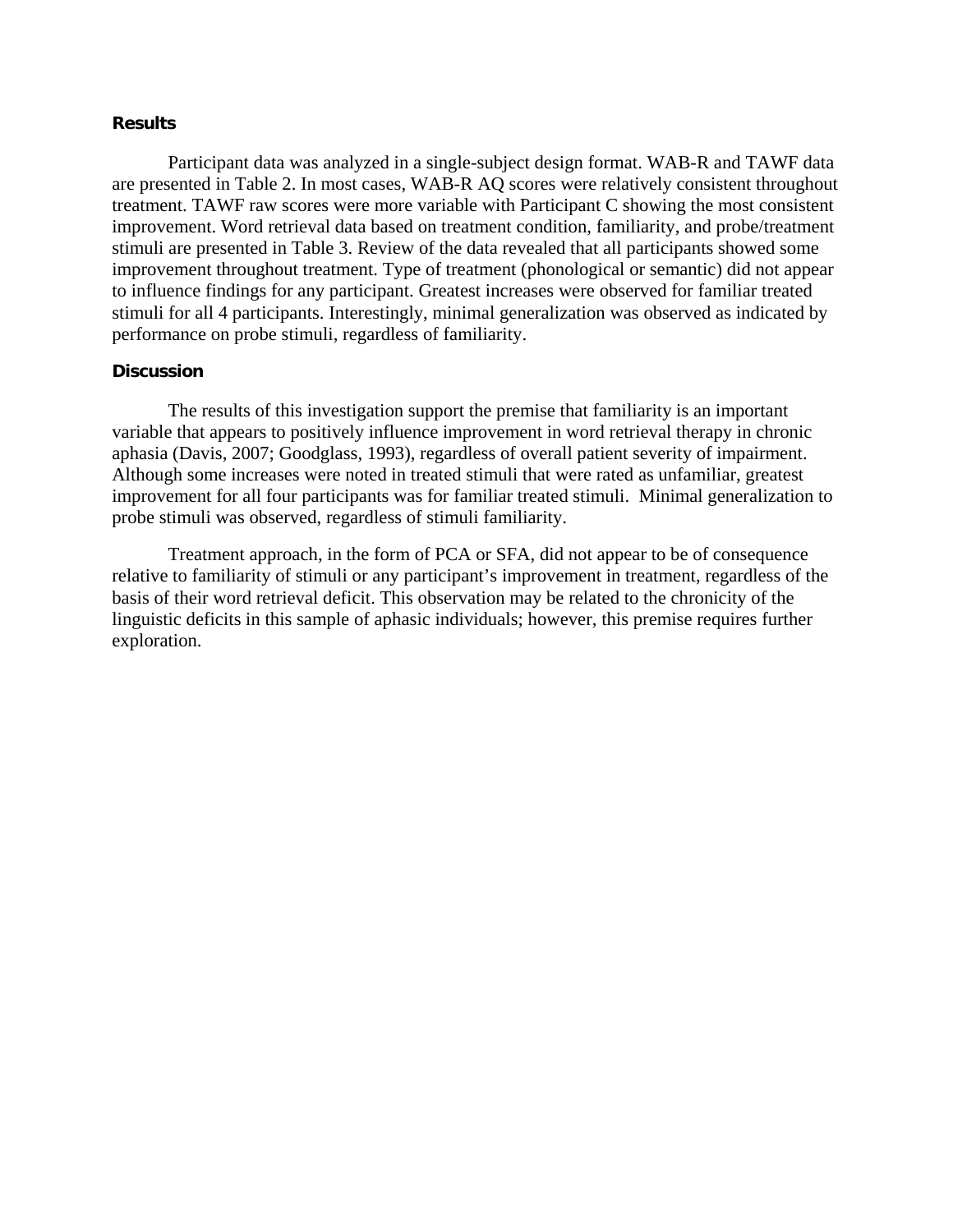## Results

Participant data was analyzed in a single-subject design format. WAB-R and TAWF data are presented in Table 2. In most cases, WAB-R AQ scores were relatively consistent throughout treatment. TAWF raw scores were more variable with Participant C showing the most consistent improvement. Word retrieval data based on treatment condition, familiarity, and probe/treatment stimuli are presented in Table 3. Review of the data revealed that all participants showed some improvement throughout treatment. Type of treatment (phonological or semantic) did not appear to influence findings for any participant. Greatest increases were observed for familiar treated stimuli for all 4 participants. Interestingly, minimal generalization was observed as indicated by performance on probe stimuli, regardless of familiarity.

## Discussion

The results of this investigation support the premise that familiarity is an important variable that appears to positively influence improvement in word retrieval therapy in chronic aphasia (Davis, 2007; Goodglass, 1993), regardless of overall patient severity of impairment. Although some increases were noted in treated stimuli that were rated as unfamiliar, greatest improvement for all four participants was for familiar treated stimuli. Minimal generalization to probe stimuli was observed, regardless of stimuli familiarity.

Treatment approach, in the form of PCA or SFA, did not appear to be of consequence relative to familiarity of stimuli or any participant's improvement in treatment, regardless of the basis of their word retrieval deficit. This observation may be related to the chronicity of the linguistic deficits in this sample of aphasic individuals; however, this premise requires further exploration.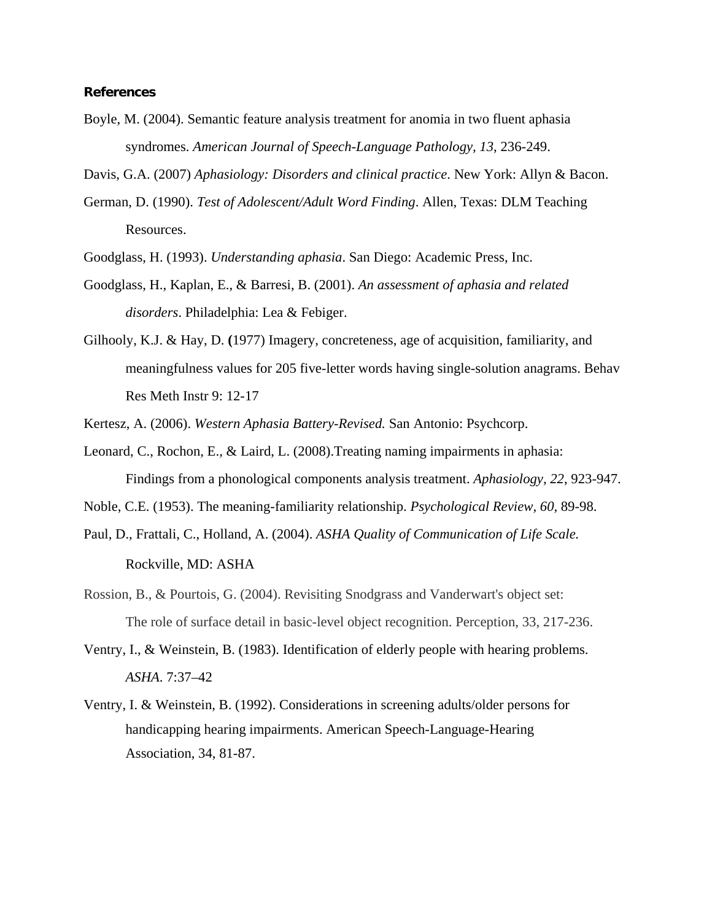**References**

Boyle, M. (2004). Semantic feature analysis treatment for anomia in two fluent aphasia syndromes. *American Journal of Speech-Language Pathology, 13*, 236-249.

Davis, G.A. (2007) *Aphasiology: Disorders and clinical practice*. New York: Allyn & Bacon.

German, D. (1990). *Test of Adolescent/Adult Word Finding*. Allen, Texas: DLM Teaching Resources.

Goodglass, H. (1993). *Understanding aphasia*. San Diego: Academic Press, Inc.

Goodglass, H., Kaplan, E., & Barresi, B. (2001). *An assessment of aphasia and related disorders*. Philadelphia: Lea & Febiger.

Gilhooly, K.J. & Hay, D. **(**1977) Imagery, concreteness, age of acquisition, familiarity, and meaningfulness values for 205 five-letter words having single-solution anagrams. Behav Res Meth Instr 9: 12-17

Kertesz, A. (2006). *Western Aphasia Battery-Revised.* San Antonio: Psychcorp.

Leonard, C., Rochon, E., & Laird, L. (2008).Treating naming impairments in aphasia: Findings from a phonological components analysis treatment. *Aphasiology, 22*, 923-947.

Noble, C.E. (1953). The meaning-familiarity relationship. *Psychological Review, 60*, 89-98.

Paul, D., Frattali, C., Holland, A. (2004). *ASHA Quality of Communication of Life Scale.* Rockville, MD: ASHA

Rossion, B., & Pourtois, G. (2004). Revisiting Snodgrass and Vanderwart's object set: The role of surface detail in basic-level object recognition. Perception, 33, 217-236.

Ventry, I., & Weinstein, B. (1983). Identification of elderly people with hearing problems. *ASHA*. 7:37–42

Ventry, I. & Weinstein, B. (1992). Considerations in screening adults/older persons for handicapping hearing impairments. American Speech-Language-Hearing Association, 34, 81-87.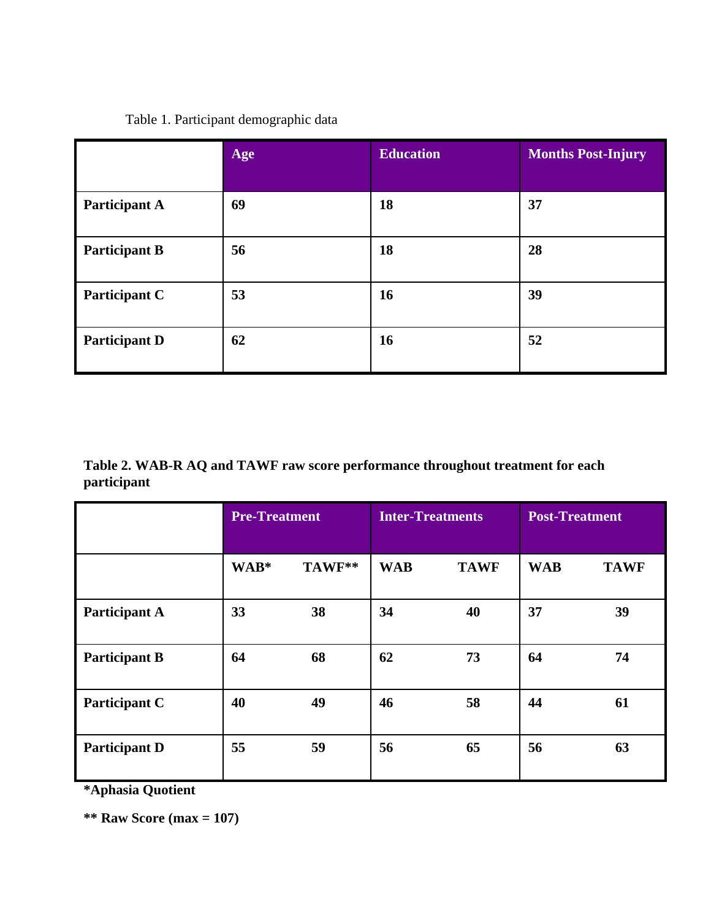Table 1. Participant demographic data

| | Age | Education | Months Post-Injury |
|---|---|---|---|
| **Participant A** | **69** | **18** | **37** |
| **Participant B** | **56** | **18** | **28** |
| **Participant C** | **53** | **16** | **39** |
| **Participant D** | **62** | **16** | **52** |

**Table 2. WAB-R AQ and TAWF raw score performance throughout treatment for each participant**

| | Pre-Treatment | | Inter-Treatments | | Post-Treatment | |
|---|---|---|---|---|---|---|
| | **WAB*** | **TAWF**** | **WAB** | **TAWF** | **WAB** | **TAWF** |
| **Participant A** | **33** | **38** | **34** | **40** | **37** | **39** |
| **Participant B** | **64** | **68** | **62** | **73** | **64** | **74** |
| **Participant C** | **40** | **49** | **46** | **58** | **44** | **61** |
| **Participant D** | **55** | **59** | **56** | **65** | **56** | **63** |

***Aphasia Quotient**

**** Raw Score (max = 107)**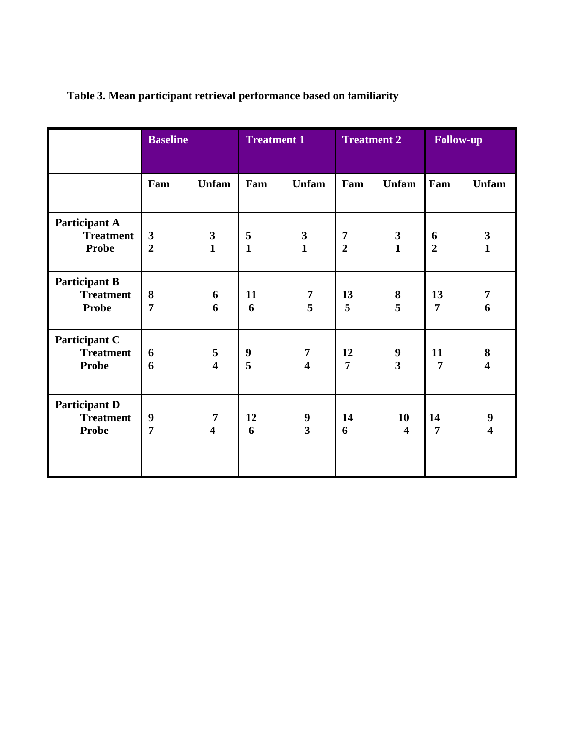**Table 3. Mean participant retrieval performance based on familiarity**

| | Baseline | | Treatment 1 | | Treatment 2 | | Follow-up | |
|---|---|---|---|---|---|---|---|---|
| | **Fam** | **Unfam** | **Fam** | **Unfam** | **Fam** | **Unfam** | **Fam** | **Unfam** |
| **Participant A** | | | | | | | | |
| **Treatment** | 3 | 3 | 5 | 3 | 7 | 3 | 6 | 3 |
| **Probe** | 2 | 1 | 1 | 1 | 2 | 1 | 2 | 1 |
| **Participant B** | | | | | | | | |
| **Treatment** | 8 | 6 | 11 | 7 | 13 | 8 | 13 | 7 |
| **Probe** | 7 | 6 | 6 | 5 | 5 | 5 | 7 | 6 |
| **Participant C** | | | | | | | | |
| **Treatment** | 6 | 5 | 9 | 7 | 12 | 9 | 11 | 8 |
| **Probe** | 6 | 4 | 5 | 4 | 7 | 3 | 7 | 4 |
| **Participant D** | | | | | | | | |
| **Treatment** | 9 | 7 | 12 | 9 | 14 | 10 | 14 | 9 |
| **Probe** | 7 | 4 | 6 | 3 | 6 | 4 | 7 | 4 |